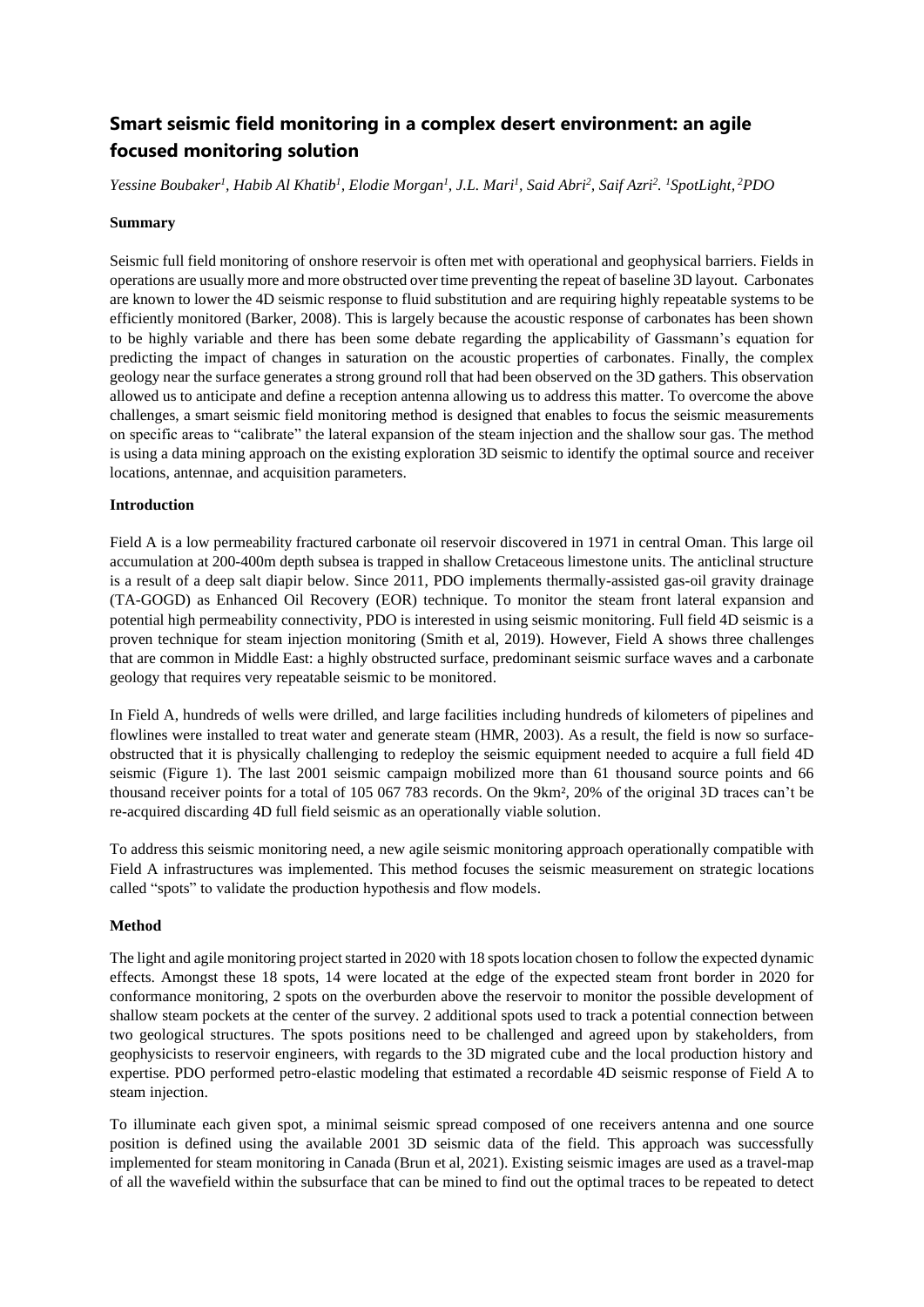# Smart seismic field monitoring in a complex desert environment: an agile focused monitoring solution

*Yessine Boubaker[1], Habib Al Khatib[1], Elodie Morgan[1], J.L. Mari[1], Said Abri[2], Saif Azri[2]. [1]SpotLight, [2]PDO*

**Summary**

Seismic full field monitoring of onshore reservoir is often met with operational and geophysical barriers. Fields in operations are usually more and more obstructed over time preventing the repeat of baseline 3D layout. Carbonates are known to lower the 4D seismic response to fluid substitution and are requiring highly repeatable systems to be efficiently monitored (Barker, 2008). This is largely because the acoustic response of carbonates has been shown to be highly variable and there has been some debate regarding the applicability of Gassmann's equation for predicting the impact of changes in saturation on the acoustic properties of carbonates. Finally, the complex geology near the surface generates a strong ground roll that had been observed on the 3D gathers. This observation allowed us to anticipate and define a reception antenna allowing us to address this matter. To overcome the above challenges, a smart seismic field monitoring method is designed that enables to focus the seismic measurements on specific areas to "calibrate" the lateral expansion of the steam injection and the shallow sour gas. The method is using a data mining approach on the existing exploration 3D seismic to identify the optimal source and receiver locations, antennae, and acquisition parameters.

**Introduction**

Field A is a low permeability fractured carbonate oil reservoir discovered in 1971 in central Oman. This large oil accumulation at 200-400m depth subsea is trapped in shallow Cretaceous limestone units. The anticlinal structure is a result of a deep salt diapir below. Since 2011, PDO implements thermally-assisted gas-oil gravity drainage (TA-GOGD) as Enhanced Oil Recovery (EOR) technique. To monitor the steam front lateral expansion and potential high permeability connectivity, PDO is interested in using seismic monitoring. Full field 4D seismic is a proven technique for steam injection monitoring (Smith et al, 2019). However, Field A shows three challenges that are common in Middle East: a highly obstructed surface, predominant seismic surface waves and a carbonate geology that requires very repeatable seismic to be monitored.

In Field A, hundreds of wells were drilled, and large facilities including hundreds of kilometers of pipelines and flowlines were installed to treat water and generate steam (HMR, 2003). As a result, the field is now so surface-obstructed that it is physically challenging to redeploy the seismic equipment needed to acquire a full field 4D seismic (Figure 1). The last 2001 seismic campaign mobilized more than 61 thousand source points and 66 thousand receiver points for a total of 105 067 783 records. On the 9km², 20% of the original 3D traces can't be re-acquired discarding 4D full field seismic as an operationally viable solution.

To address this seismic monitoring need, a new agile seismic monitoring approach operationally compatible with Field A infrastructures was implemented. This method focuses the seismic measurement on strategic locations called "spots" to validate the production hypothesis and flow models.

**Method**

The light and agile monitoring project started in 2020 with 18 spots location chosen to follow the expected dynamic effects. Amongst these 18 spots, 14 were located at the edge of the expected steam front border in 2020 for conformance monitoring, 2 spots on the overburden above the reservoir to monitor the possible development of shallow steam pockets at the center of the survey. 2 additional spots used to track a potential connection between two geological structures. The spots positions need to be challenged and agreed upon by stakeholders, from geophysicists to reservoir engineers, with regards to the 3D migrated cube and the local production history and expertise. PDO performed petro-elastic modeling that estimated a recordable 4D seismic response of Field A to steam injection.

To illuminate each given spot, a minimal seismic spread composed of one receivers antenna and one source position is defined using the available 2001 3D seismic data of the field. This approach was successfully implemented for steam monitoring in Canada (Brun et al, 2021). Existing seismic images are used as a travel-map of all the wavefield within the subsurface that can be mined to find out the optimal traces to be repeated to detect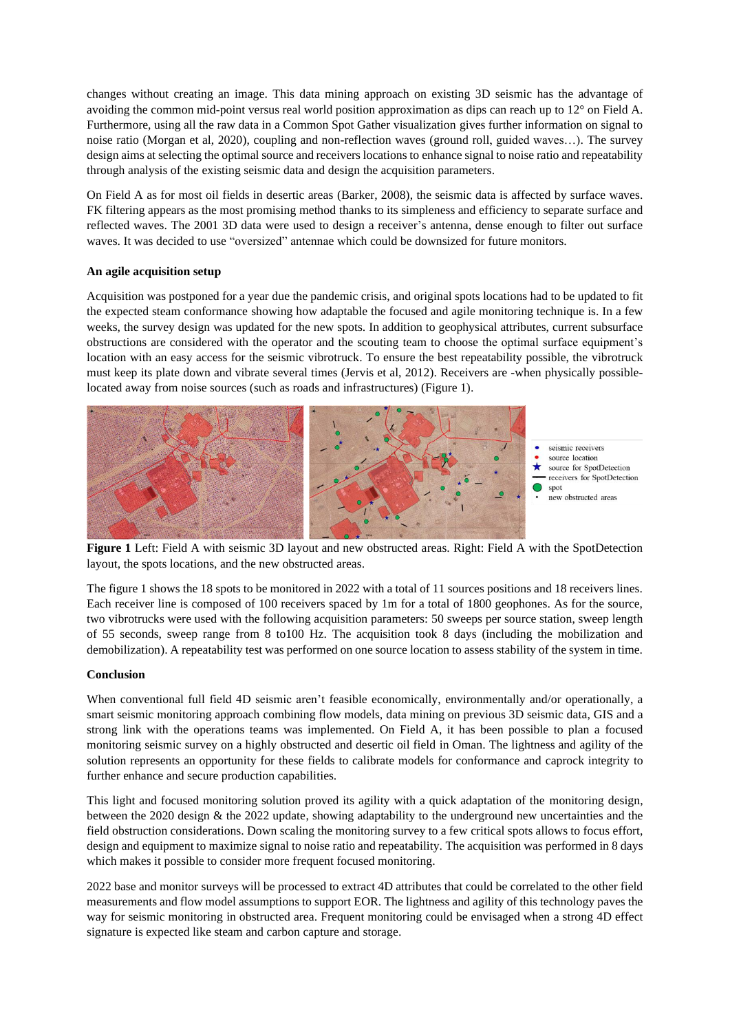changes without creating an image. This data mining approach on existing 3D seismic has the advantage of avoiding the common mid-point versus real world position approximation as dips can reach up to 12° on Field A. Furthermore, using all the raw data in a Common Spot Gather visualization gives further information on signal to noise ratio (Morgan et al, 2020), coupling and non-reflection waves (ground roll, guided waves…). The survey design aims at selecting the optimal source and receivers locations to enhance signal to noise ratio and repeatability through analysis of the existing seismic data and design the acquisition parameters.

On Field A as for most oil fields in desertic areas (Barker, 2008), the seismic data is affected by surface waves. FK filtering appears as the most promising method thanks to its simpleness and efficiency to separate surface and reflected waves. The 2001 3D data were used to design a receiver's antenna, dense enough to filter out surface waves. It was decided to use "oversized" antennae which could be downsized for future monitors.

**An agile acquisition setup**

Acquisition was postponed for a year due the pandemic crisis, and original spots locations had to be updated to fit the expected steam conformance showing how adaptable the focused and agile monitoring technique is. In a few weeks, the survey design was updated for the new spots. In addition to geophysical attributes, current subsurface obstructions are considered with the operator and the scouting team to choose the optimal surface equipment's location with an easy access for the seismic vibrotruck. To ensure the best repeatability possible, the vibrotruck must keep its plate down and vibrate several times (Jervis et al, 2012). Receivers are -when physically possible- located away from noise sources (such as roads and infrastructures) (Figure 1).

- seismic receivers
- source location
- source for SpotDetection
- receivers for SpotDetection
- spot
- new obstructed areas

**Figure 1** Left: Field A with seismic 3D layout and new obstructed areas. Right: Field A with the SpotDetection layout, the spots locations, and the new obstructed areas.

The figure 1 shows the 18 spots to be monitored in 2022 with a total of 11 sources positions and 18 receivers lines. Each receiver line is composed of 100 receivers spaced by 1m for a total of 1800 geophones. As for the source, two vibrotrucks were used with the following acquisition parameters: 50 sweeps per source station, sweep length of 55 seconds, sweep range from 8 to100 Hz. The acquisition took 8 days (including the mobilization and demobilization). A repeatability test was performed on one source location to assess stability of the system in time.

**Conclusion**

When conventional full field 4D seismic aren't feasible economically, environmentally and/or operationally, a smart seismic monitoring approach combining flow models, data mining on previous 3D seismic data, GIS and a strong link with the operations teams was implemented. On Field A, it has been possible to plan a focused monitoring seismic survey on a highly obstructed and desertic oil field in Oman. The lightness and agility of the solution represents an opportunity for these fields to calibrate models for conformance and caprock integrity to further enhance and secure production capabilities.

This light and focused monitoring solution proved its agility with a quick adaptation of the monitoring design, between the 2020 design & the 2022 update, showing adaptability to the underground new uncertainties and the field obstruction considerations. Down scaling the monitoring survey to a few critical spots allows to focus effort, design and equipment to maximize signal to noise ratio and repeatability. The acquisition was performed in 8 days which makes it possible to consider more frequent focused monitoring.

2022 base and monitor surveys will be processed to extract 4D attributes that could be correlated to the other field measurements and flow model assumptions to support EOR. The lightness and agility of this technology paves the way for seismic monitoring in obstructed area. Frequent monitoring could be envisaged when a strong 4D effect signature is expected like steam and carbon capture and storage.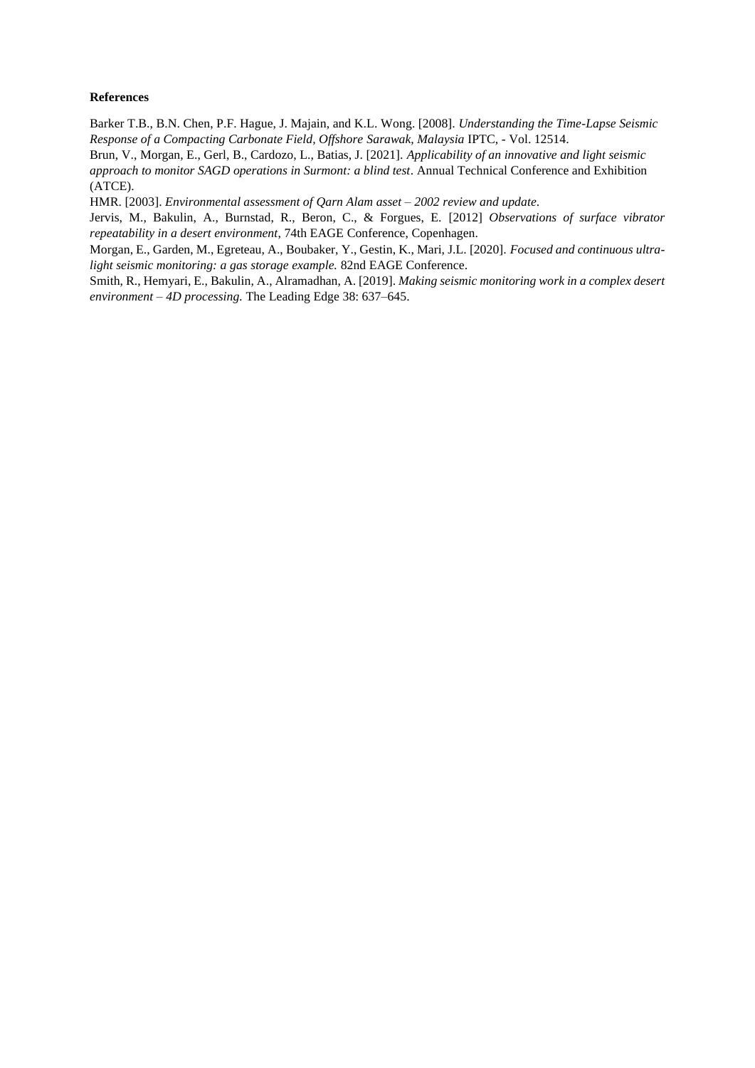**References**

Barker T.B., B.N. Chen, P.F. Hague, J. Majain, and K.L. Wong. [2008]. *Understanding the Time-Lapse Seismic Response of a Compacting Carbonate Field, Offshore Sarawak, Malaysia* IPTC, - Vol. 12514.

Brun, V., Morgan, E., Gerl, B., Cardozo, L., Batias, J. [2021]. *Applicability of an innovative and light seismic approach to monitor SAGD operations in Surmont: a blind test*. Annual Technical Conference and Exhibition (ATCE).

HMR. [2003]. *Environmental assessment of Qarn Alam asset – 2002 review and update*.

Jervis, M., Bakulin, A., Burnstad, R., Beron, C., & Forgues, E. [2012] *Observations of surface vibrator repeatability in a desert environment*, 74th EAGE Conference, Copenhagen.

Morgan, E., Garden, M., Egreteau, A., Boubaker, Y., Gestin, K., Mari, J.L. [2020]. *Focused and continuous ultra-light seismic monitoring: a gas storage example.* 82nd EAGE Conference.

Smith, R., Hemyari, E., Bakulin, A., Alramadhan, A. [2019]. *Making seismic monitoring work in a complex desert environment – 4D processing.* The Leading Edge 38: 637–645.